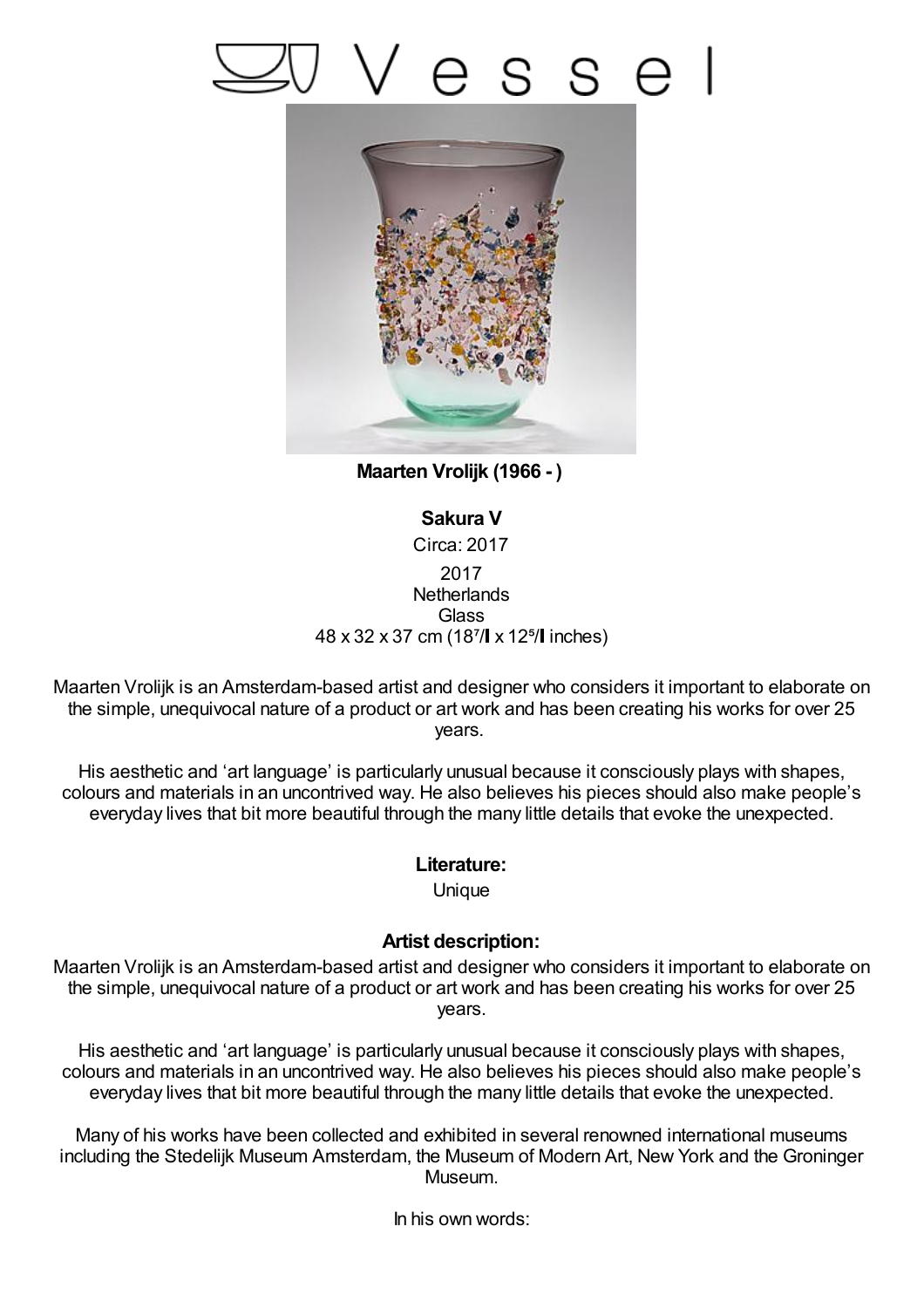# Vessel

**Maarten Vrolijk (1966 - )**

**Sakura V**

Circa: 2017

2017
Netherlands
Glass
48 x 32 x 37 cm (18⁷/ x 12⁵/ inches)

Maarten Vrolijk is an Amsterdam-based artist and designer who considers it important to elaborate on the simple, unequivocal nature of a product or art work and has been creating his works for over 25 years.

His aesthetic and 'art language' is particularly unusual because it consciously plays with shapes, colours and materials in an uncontrived way. He also believes his pieces should also make people's everyday lives that bit more beautiful through the many little details that evoke the unexpected.

**Literature:**

Unique

**Artist description:**

Maarten Vrolijk is an Amsterdam-based artist and designer who considers it important to elaborate on the simple, unequivocal nature of a product or art work and has been creating his works for over 25 years.

His aesthetic and 'art language' is particularly unusual because it consciously plays with shapes, colours and materials in an uncontrived way. He also believes his pieces should also make people's everyday lives that bit more beautiful through the many little details that evoke the unexpected.

Many of his works have been collected and exhibited in several renowned international museums including the Stedelijk Museum Amsterdam, the Museum of Modern Art, New York and the Groninger Museum.

In his own words: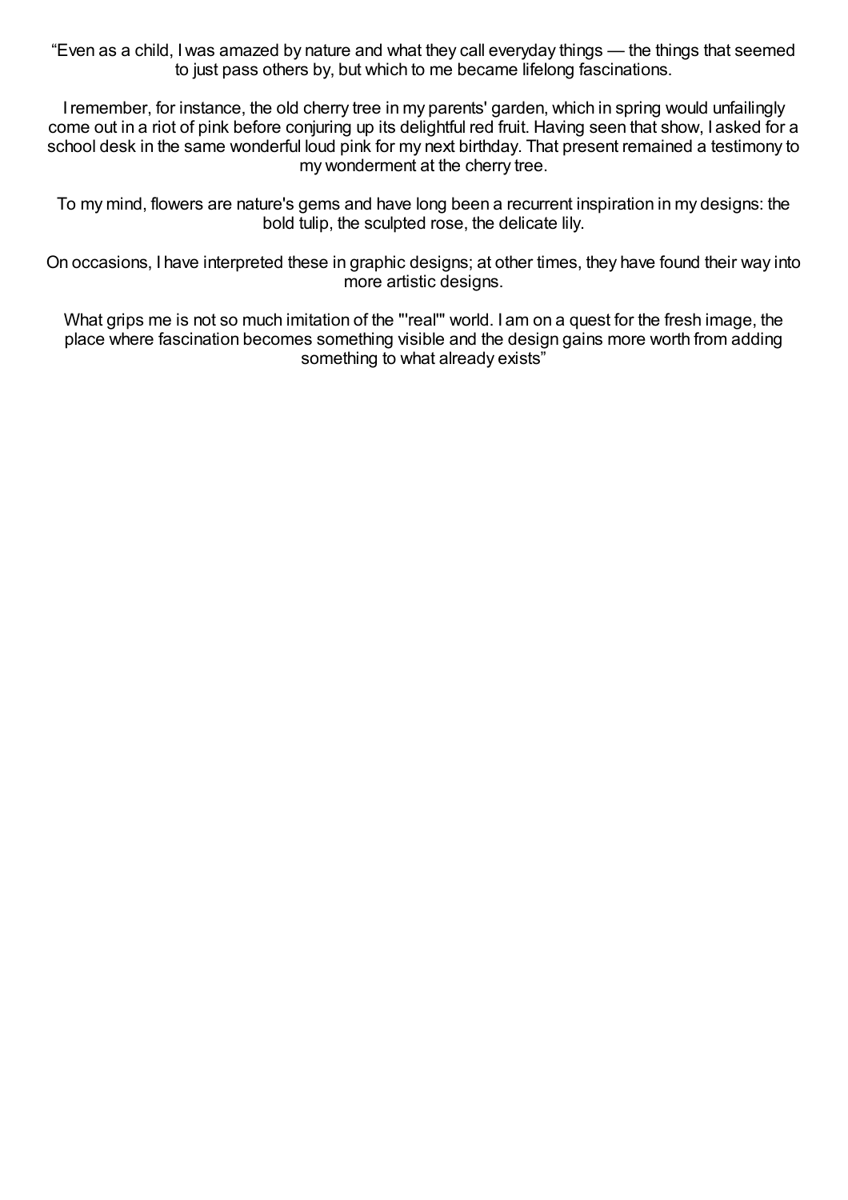“Even as a child, I was amazed by nature and what they call everyday things — the things that seemed to just pass others by, but which to me became lifelong fascinations.

I remember, for instance, the old cherry tree in my parents' garden, which in spring would unfailingly come out in a riot of pink before conjuring up its delightful red fruit. Having seen that show, I asked for a school desk in the same wonderful loud pink for my next birthday. That present remained a testimony to my wonderment at the cherry tree.

To my mind, flowers are nature's gems and have long been a recurrent inspiration in my designs: the bold tulip, the sculpted rose, the delicate lily.

On occasions, I have interpreted these in graphic designs; at other times, they have found their way into more artistic designs.

What grips me is not so much imitation of the "'real'" world. I am on a quest for the fresh image, the place where fascination becomes something visible and the design gains more worth from adding something to what already exists”